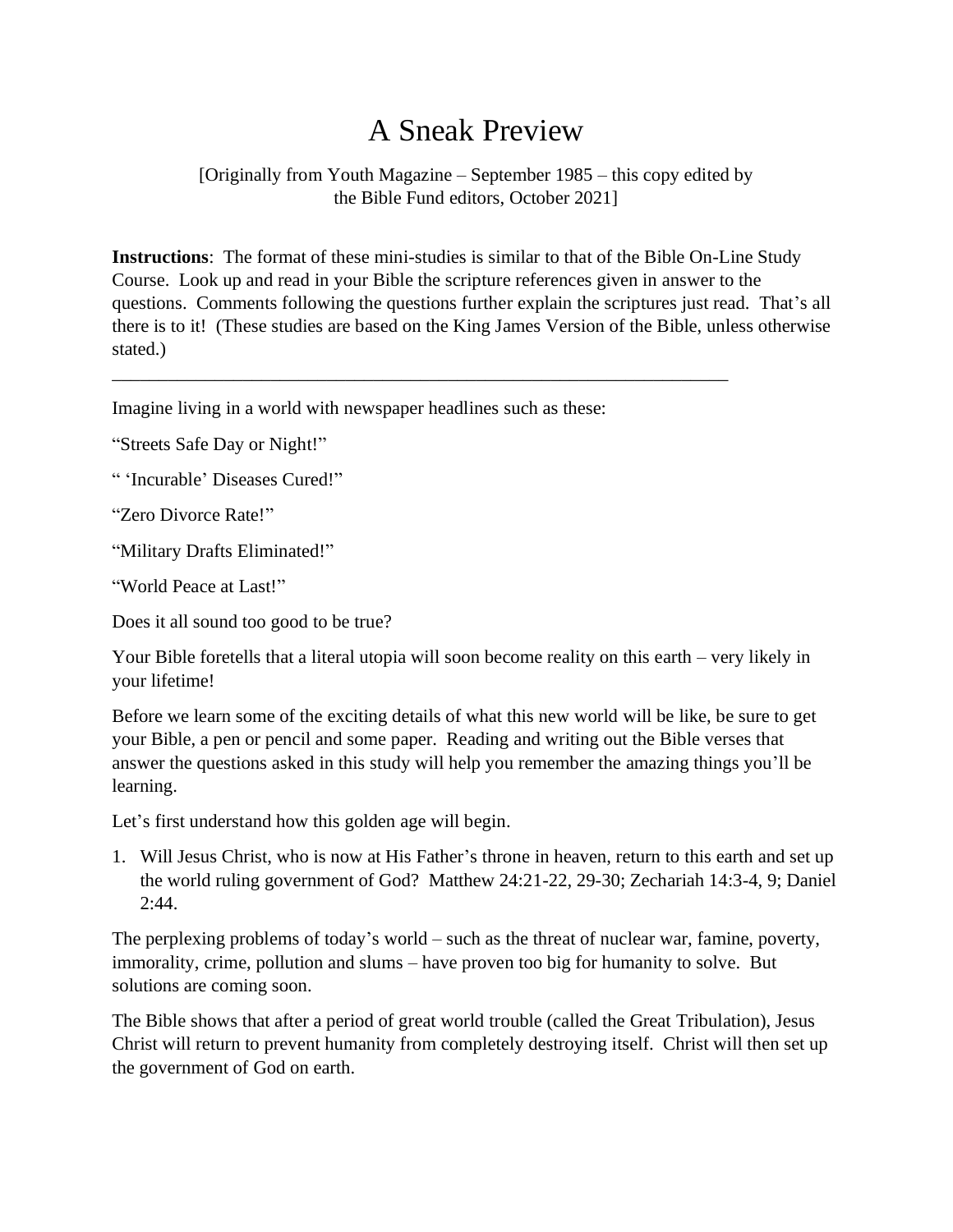# A Sneak Preview

[Originally from Youth Magazine – September 1985 – this copy edited by the Bible Fund editors, October 2021]

**Instructions**: The format of these mini-studies is similar to that of the Bible On-Line Study Course. Look up and read in your Bible the scripture references given in answer to the questions. Comments following the questions further explain the scriptures just read. That's all there is to it! (These studies are based on the King James Version of the Bible, unless otherwise stated.)

---

Imagine living in a world with newspaper headlines such as these:

"Streets Safe Day or Night!"

" 'Incurable' Diseases Cured!"

"Zero Divorce Rate!"

"Military Drafts Eliminated!"

"World Peace at Last!"

Does it all sound too good to be true?

Your Bible foretells that a literal utopia will soon become reality on this earth – very likely in your lifetime!

Before we learn some of the exciting details of what this new world will be like, be sure to get your Bible, a pen or pencil and some paper. Reading and writing out the Bible verses that answer the questions asked in this study will help you remember the amazing things you'll be learning.

Let's first understand how this golden age will begin.

1. Will Jesus Christ, who is now at His Father's throne in heaven, return to this earth and set up the world ruling government of God? Matthew 24:21-22, 29-30; Zechariah 14:3-4, 9; Daniel 2:44.

The perplexing problems of today's world – such as the threat of nuclear war, famine, poverty, immorality, crime, pollution and slums – have proven too big for humanity to solve. But solutions are coming soon.

The Bible shows that after a period of great world trouble (called the Great Tribulation), Jesus Christ will return to prevent humanity from completely destroying itself. Christ will then set up the government of God on earth.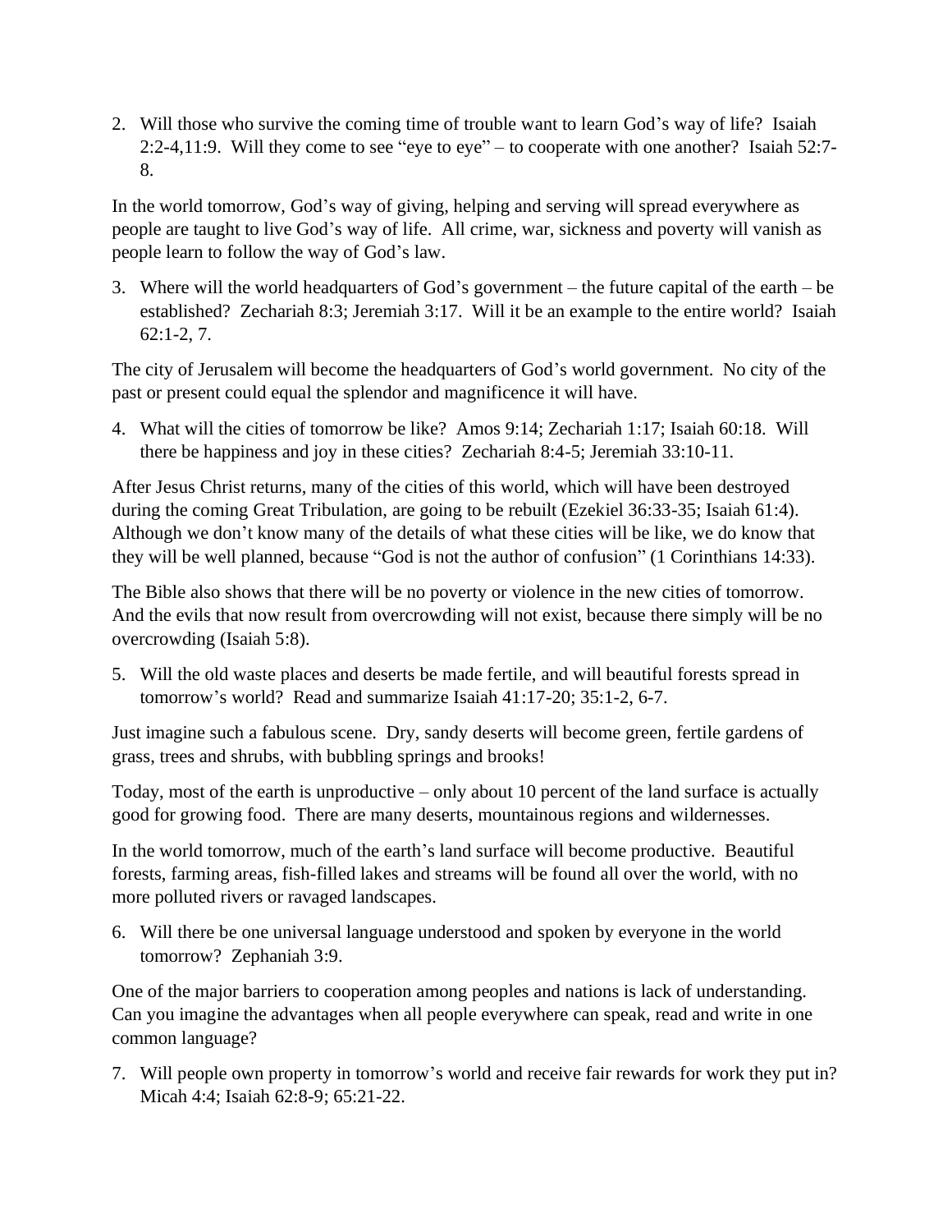2. Will those who survive the coming time of trouble want to learn God's way of life? Isaiah 2:2-4,11:9. Will they come to see "eye to eye" – to cooperate with one another? Isaiah 52:7-8.

In the world tomorrow, God's way of giving, helping and serving will spread everywhere as people are taught to live God's way of life. All crime, war, sickness and poverty will vanish as people learn to follow the way of God's law.

3. Where will the world headquarters of God's government – the future capital of the earth – be established? Zechariah 8:3; Jeremiah 3:17. Will it be an example to the entire world? Isaiah 62:1-2, 7.

The city of Jerusalem will become the headquarters of God's world government. No city of the past or present could equal the splendor and magnificence it will have.

4. What will the cities of tomorrow be like? Amos 9:14; Zechariah 1:17; Isaiah 60:18. Will there be happiness and joy in these cities? Zechariah 8:4-5; Jeremiah 33:10-11.

After Jesus Christ returns, many of the cities of this world, which will have been destroyed during the coming Great Tribulation, are going to be rebuilt (Ezekiel 36:33-35; Isaiah 61:4). Although we don't know many of the details of what these cities will be like, we do know that they will be well planned, because "God is not the author of confusion" (1 Corinthians 14:33).

The Bible also shows that there will be no poverty or violence in the new cities of tomorrow. And the evils that now result from overcrowding will not exist, because there simply will be no overcrowding (Isaiah 5:8).

5. Will the old waste places and deserts be made fertile, and will beautiful forests spread in tomorrow's world? Read and summarize Isaiah 41:17-20; 35:1-2, 6-7.

Just imagine such a fabulous scene. Dry, sandy deserts will become green, fertile gardens of grass, trees and shrubs, with bubbling springs and brooks!

Today, most of the earth is unproductive – only about 10 percent of the land surface is actually good for growing food. There are many deserts, mountainous regions and wildernesses.

In the world tomorrow, much of the earth's land surface will become productive. Beautiful forests, farming areas, fish-filled lakes and streams will be found all over the world, with no more polluted rivers or ravaged landscapes.

6. Will there be one universal language understood and spoken by everyone in the world tomorrow? Zephaniah 3:9.

One of the major barriers to cooperation among peoples and nations is lack of understanding. Can you imagine the advantages when all people everywhere can speak, read and write in one common language?

7. Will people own property in tomorrow's world and receive fair rewards for work they put in? Micah 4:4; Isaiah 62:8-9; 65:21-22.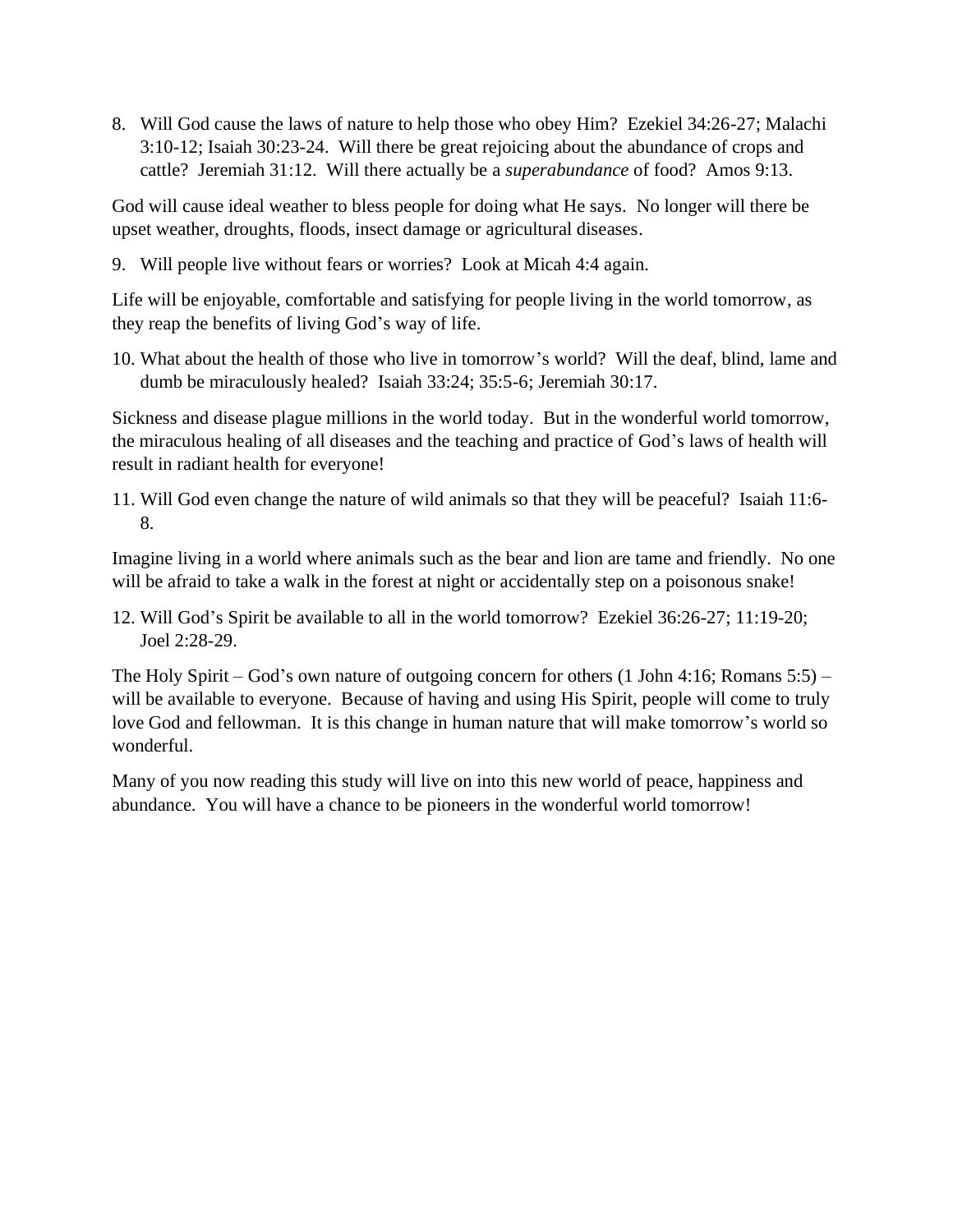8. Will God cause the laws of nature to help those who obey Him? Ezekiel 34:26-27; Malachi 3:10-12; Isaiah 30:23-24. Will there be great rejoicing about the abundance of crops and cattle? Jeremiah 31:12. Will there actually be a *superabundance* of food? Amos 9:13.

God will cause ideal weather to bless people for doing what He says. No longer will there be upset weather, droughts, floods, insect damage or agricultural diseases.

9. Will people live without fears or worries? Look at Micah 4:4 again.

Life will be enjoyable, comfortable and satisfying for people living in the world tomorrow, as they reap the benefits of living God's way of life.

10. What about the health of those who live in tomorrow's world? Will the deaf, blind, lame and dumb be miraculously healed? Isaiah 33:24; 35:5-6; Jeremiah 30:17.

Sickness and disease plague millions in the world today. But in the wonderful world tomorrow, the miraculous healing of all diseases and the teaching and practice of God's laws of health will result in radiant health for everyone!

11. Will God even change the nature of wild animals so that they will be peaceful? Isaiah 11:6-8.

Imagine living in a world where animals such as the bear and lion are tame and friendly. No one will be afraid to take a walk in the forest at night or accidentally step on a poisonous snake!

12. Will God's Spirit be available to all in the world tomorrow? Ezekiel 36:26-27; 11:19-20; Joel 2:28-29.

The Holy Spirit – God's own nature of outgoing concern for others (1 John 4:16; Romans 5:5) – will be available to everyone. Because of having and using His Spirit, people will come to truly love God and fellowman. It is this change in human nature that will make tomorrow's world so wonderful.

Many of you now reading this study will live on into this new world of peace, happiness and abundance. You will have a chance to be pioneers in the wonderful world tomorrow!